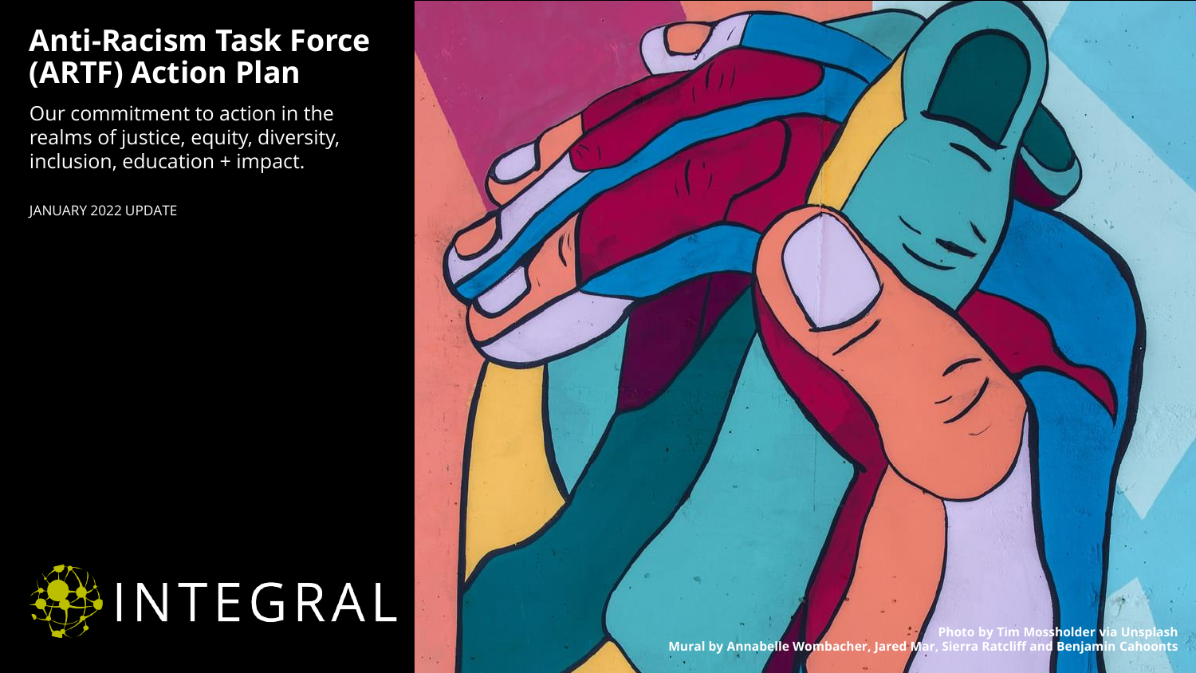# Anti-Racism Task Force (ARTF) Action Plan

Our commitment to action in the realms of justice, equity, diversity, inclusion, education + impact.

JANUARY 2022 UPDATE

INTEGRAL

**Photo by Tim Mossholder via Unsplash**
**Mural by Annabelle Wombacher, Jared Mar, Sierra Ratcliff and Benjamin Cahoonts**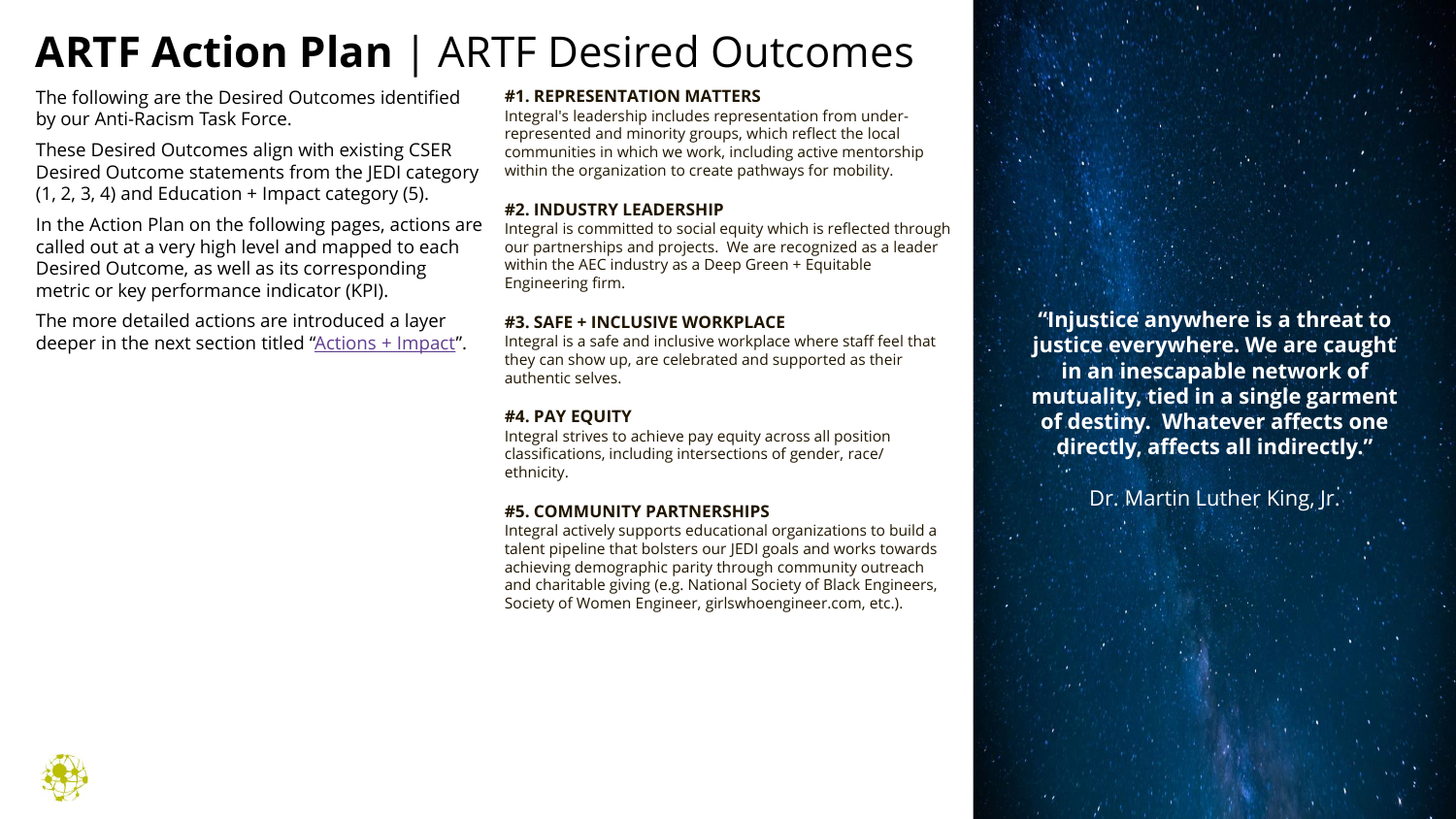# **ARTF Action Plan** | ARTF Desired Outcomes

The following are the Desired Outcomes identified by our Anti-Racism Task Force.

These Desired Outcomes align with existing CSER Desired Outcome statements from the JEDI category (1, 2, 3, 4) and Education + Impact category (5).

In the Action Plan on the following pages, actions are called out at a very high level and mapped to each Desired Outcome, as well as its corresponding metric or key performance indicator (KPI).

The more detailed actions are introduced a layer deeper in the next section titled "Actions + Impact".

**#1. REPRESENTATION MATTERS**
Integral's leadership includes representation from under-represented and minority groups, which reflect the local communities in which we work, including active mentorship within the organization to create pathways for mobility.

**#2. INDUSTRY LEADERSHIP**
Integral is committed to social equity which is reflected through our partnerships and projects. We are recognized as a leader within the AEC industry as a Deep Green + Equitable Engineering firm.

**#3. SAFE + INCLUSIVE WORKPLACE**
Integral is a safe and inclusive workplace where staff feel that they can show up, are celebrated and supported as their authentic selves.

**#4. PAY EQUITY**
Integral strives to achieve pay equity across all position classifications, including intersections of gender, race/ ethnicity.

**#5. COMMUNITY PARTNERSHIPS**
Integral actively supports educational organizations to build a talent pipeline that bolsters our JEDI goals and works towards achieving demographic parity through community outreach and charitable giving (e.g. National Society of Black Engineers, Society of Women Engineer, girlswhoengineer.com, etc.).

**"Injustice anywhere is a threat to justice everywhere. We are caught in an inescapable network of mutuality, tied in a single garment of destiny. Whatever affects one directly, affects all indirectly."**

Dr. Martin Luther King, Jr.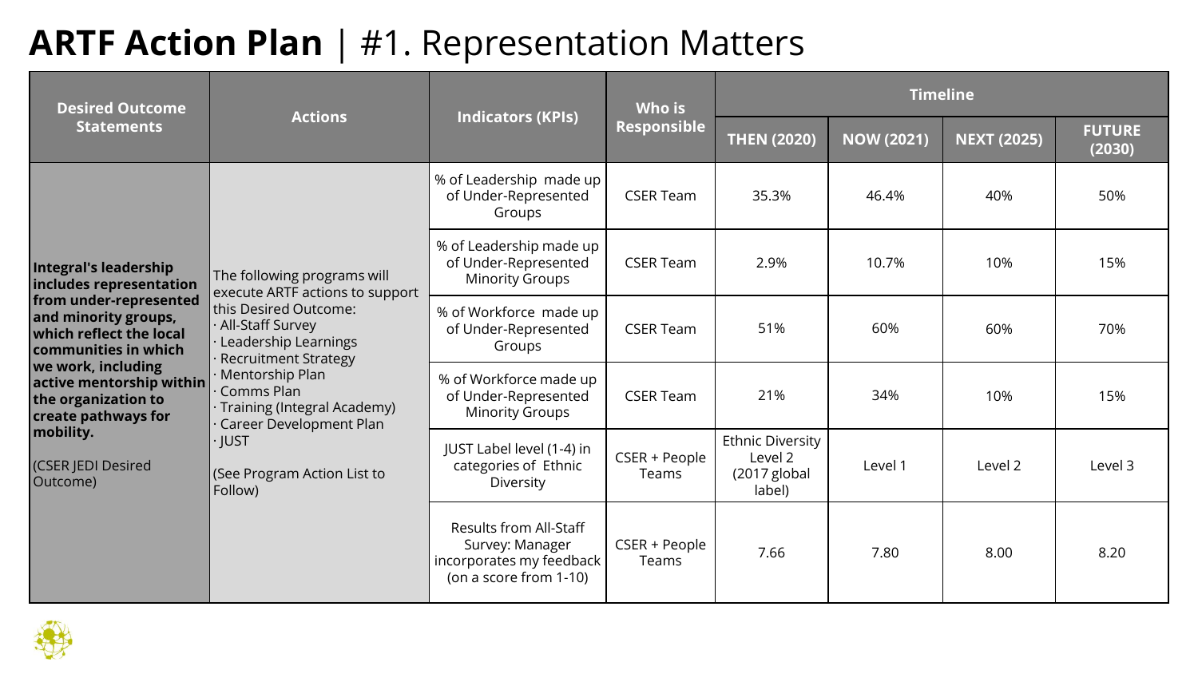# ARTF Action Plan | #1. Representation Matters

| Desired Outcome Statements | Actions | Indicators (KPIs) | Who is Responsible | Timeline | | | |
|---|---|---|---|---|---|---|---|
| | | | | THEN (2020) | NOW (2021) | NEXT (2025) | FUTURE (2030) |
| **Integral's leadership includes representation from under-represented and minority groups, which reflect the local communities in which we work, including active mentorship within the organization to create pathways for mobility.** (CSER JEDI Desired Outcome) | The following programs will execute ARTF actions to support this Desired Outcome: · All-Staff Survey · Leadership Learnings · Recruitment Strategy · Mentorship Plan · Comms Plan · Training (Integral Academy) · Career Development Plan · JUST (See Program Action List to Follow) | % of Leadership made up of Under-Represented Groups | CSER Team | 35.3% | 46.4% | 40% | 50% |
| | | % of Leadership made up of Under-Represented Minority Groups | CSER Team | 2.9% | 10.7% | 10% | 15% |
| | | % of Workforce made up of Under-Represented Groups | CSER Team | 51% | 60% | 60% | 70% |
| | | % of Workforce made up of Under-Represented Minority Groups | CSER Team | 21% | 34% | 10% | 15% |
| | | JUST Label level (1-4) in categories of Ethnic Diversity | CSER + People Teams | Ethnic Diversity Level 2 (2017 global label) | Level 1 | Level 2 | Level 3 |
| | | Results from All-Staff Survey: Manager incorporates my feedback (on a score from 1-10) | CSER + People Teams | 7.66 | 7.80 | 8.00 | 8.20 |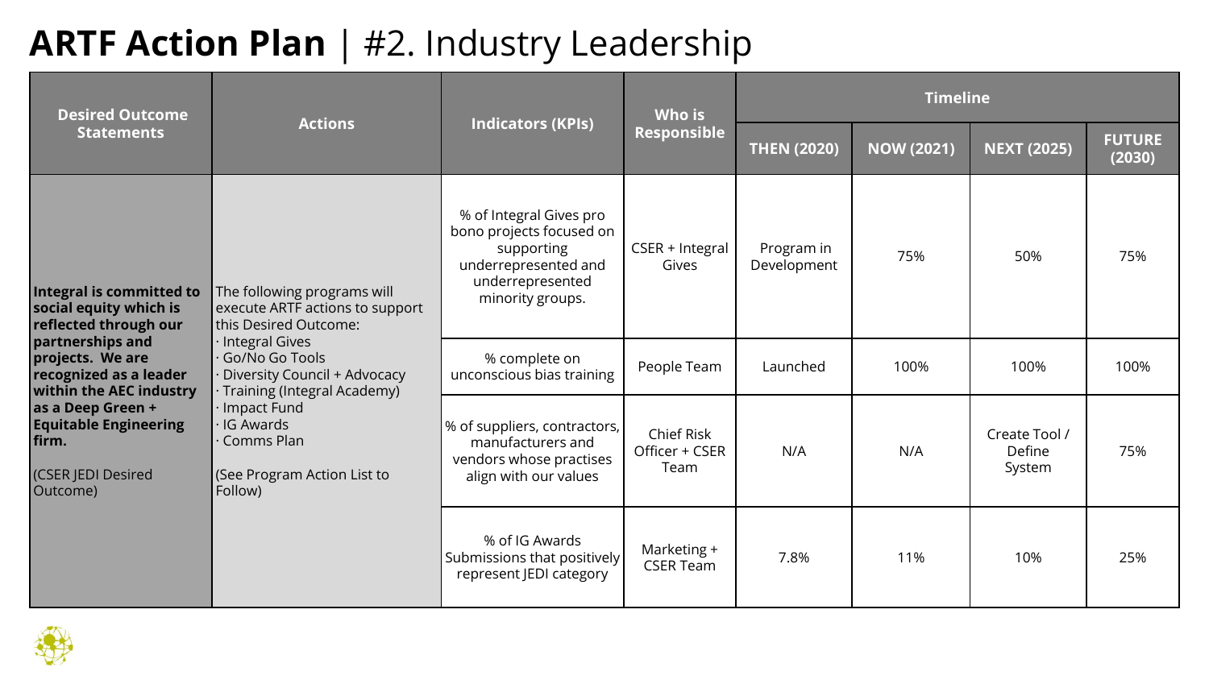# **ARTF Action Plan** | #2. Industry Leadership

| Desired Outcome Statements | Actions | Indicators (KPIs) | Who is Responsible | Timeline | | | |
|---|---|---|---|---|---|---|---|
| | | | | THEN (2020) | NOW (2021) | NEXT (2025) | FUTURE (2030) |
| **Integral is committed to social equity which is reflected through our partnerships and projects. We are recognized as a leader within the AEC industry as a Deep Green + Equitable Engineering firm.** (CSER JEDI Desired Outcome) | The following programs will execute ARTF actions to support this Desired Outcome: · Integral Gives · Go/No Go Tools · Diversity Council + Advocacy · Training (Integral Academy) · Impact Fund · IG Awards · Comms Plan (See Program Action List to Follow) | % of Integral Gives pro bono projects focused on supporting underrepresented and underrepresented minority groups. | CSER + Integral Gives | Program in Development | 75% | 50% | 75% |
| | | % complete on unconscious bias training | People Team | Launched | 100% | 100% | 100% |
| | | % of suppliers, contractors, manufacturers and vendors whose practises align with our values | Chief Risk Officer + CSER Team | N/A | N/A | Create Tool / Define System | 75% |
| | | % of IG Awards Submissions that positively represent JEDI category | Marketing + CSER Team | 7.8% | 11% | 10% | 25% |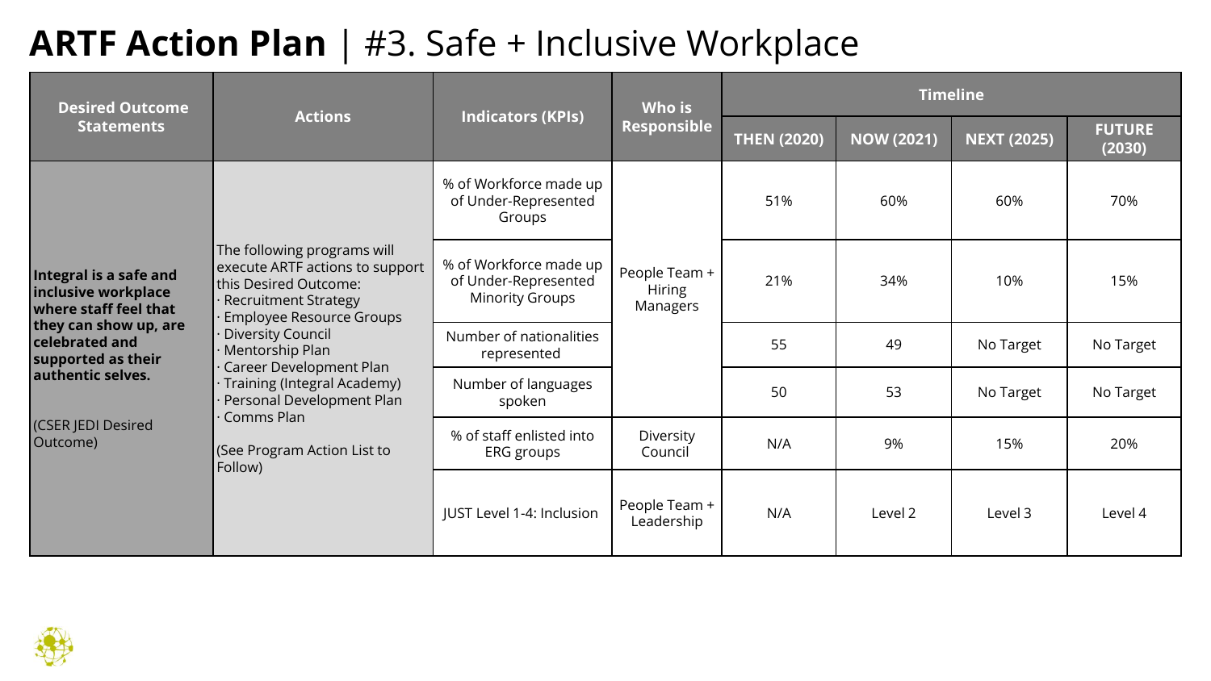# **ARTF Action Plan** | #3. Safe + Inclusive Workplace

| Desired Outcome Statements | Actions | Indicators (KPIs) | Who is Responsible | Timeline | | | |
|---|---|---|---|---|---|---|---|
| | | | | THEN (2020) | NOW (2021) | NEXT (2025) | FUTURE (2030) |
| **Integral is a safe and inclusive workplace where staff feel that they can show up, are celebrated and supported as their authentic selves.** (CSER JEDI Desired Outcome) | The following programs will execute ARTF actions to support this Desired Outcome: · Recruitment Strategy · Employee Resource Groups · Diversity Council · Mentorship Plan · Career Development Plan · Training (Integral Academy) · Personal Development Plan · Comms Plan (See Program Action List to Follow) | % of Workforce made up of Under-Represented Groups | People Team + Hiring Managers | 51% | 60% | 60% | 70% |
| | | % of Workforce made up of Under-Represented Minority Groups | People Team + Hiring Managers | 21% | 34% | 10% | 15% |
| | | Number of nationalities represented | People Team + Hiring Managers | 55 | 49 | No Target | No Target |
| | | Number of languages spoken | People Team + Hiring Managers | 50 | 53 | No Target | No Target |
| | | % of staff enlisted into ERG groups | Diversity Council | N/A | 9% | 15% | 20% |
| | | JUST Level 1-4: Inclusion | People Team + Leadership | N/A | Level 2 | Level 3 | Level 4 |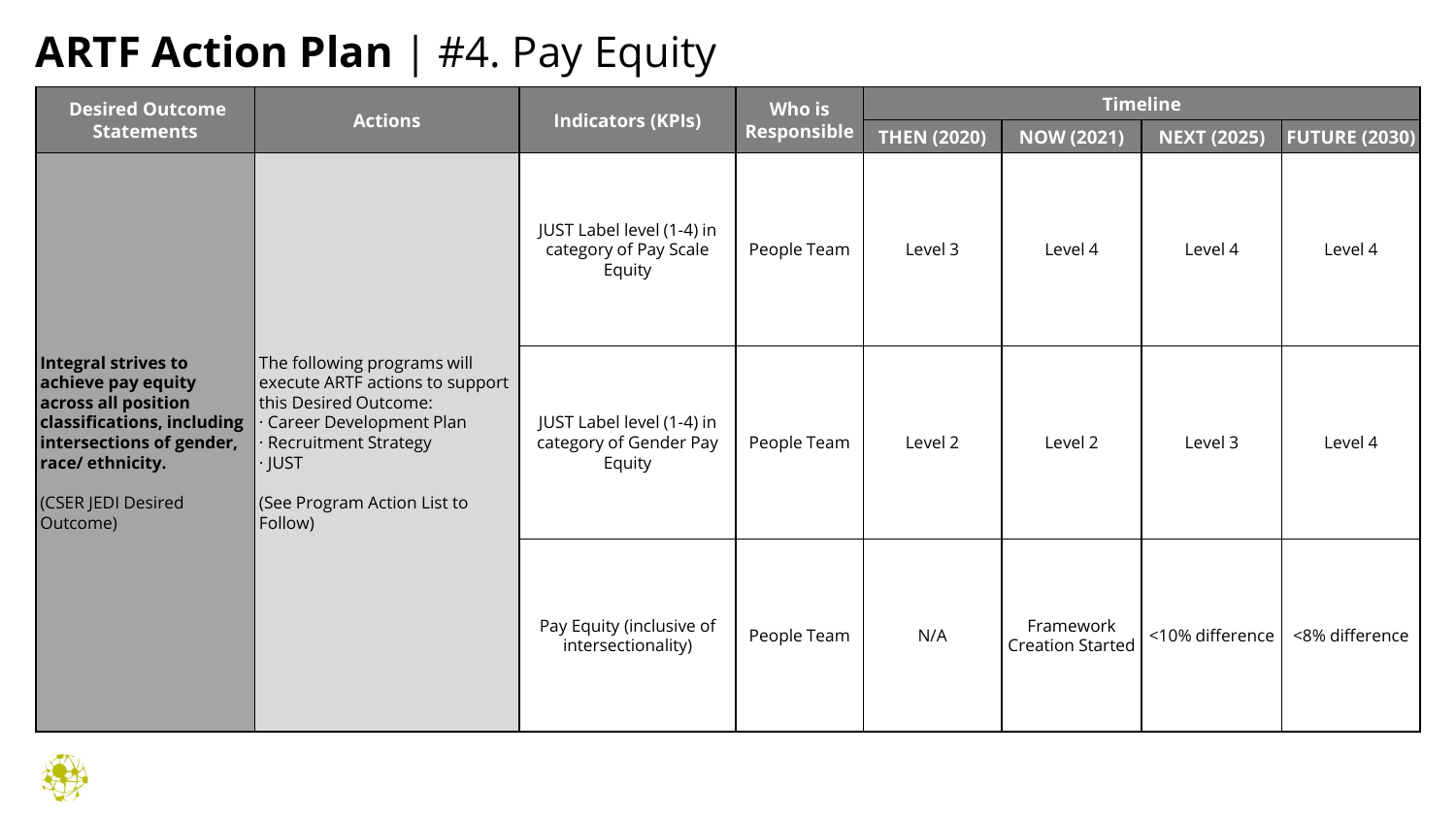# **ARTF Action Plan** | #4. Pay Equity

| Desired Outcome Statements | Actions | Indicators (KPIs) | Who is Responsible | Timeline | | | |
|---|---|---|---|---|---|---|---|
| | | | | THEN (2020) | NOW (2021) | NEXT (2025) | FUTURE (2030) |
| **Integral strives to achieve pay equity across all position classifications, including intersections of gender, race/ ethnicity.**<br><br>(CSER JEDI Desired Outcome) | The following programs will execute ARTF actions to support this Desired Outcome:<br>· Career Development Plan<br>· Recruitment Strategy<br>· JUST<br><br>(See Program Action List to Follow) | JUST Label level (1-4) in category of Pay Scale Equity | People Team | Level 3 | Level 4 | Level 4 | Level 4 |
| | | JUST Label level (1-4) in category of Gender Pay Equity | People Team | Level 2 | Level 2 | Level 3 | Level 4 |
| | | Pay Equity (inclusive of intersectionality) | People Team | N/A | Framework Creation Started | <10% difference | <8% difference |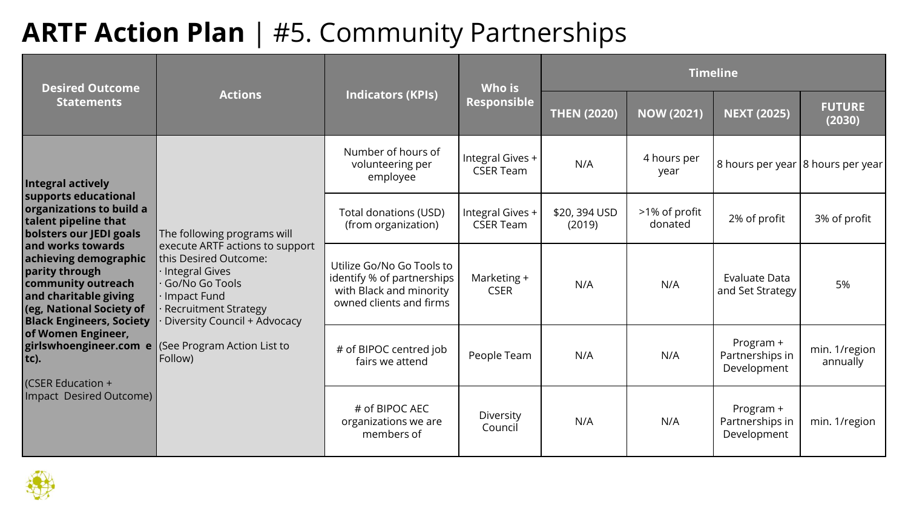# ARTF Action Plan | #5. Community Partnerships

| Desired Outcome Statements | Actions | Indicators (KPIs) | Who is Responsible | Timeline | | | |
|---|---|---|---|---|---|---|---|
| | | | | THEN (2020) | NOW (2021) | NEXT (2025) | FUTURE (2030) |
| **Integral actively supports educational organizations to build a talent pipeline that bolsters our JEDI goals and works towards achieving demographic parity through community outreach and charitable giving (eg, National Society of Black Engineers, Society of Women Engineer, girlswhoengineer.com etc).** (CSER Education + Impact Desired Outcome) | The following programs will execute ARTF actions to support this Desired Outcome: · Integral Gives · Go/No Go Tools · Impact Fund · Recruitment Strategy · Diversity Council + Advocacy (See Program Action List to Follow) | Number of hours of volunteering per employee | Integral Gives + CSER Team | N/A | 4 hours per year | 8 hours per year | 8 hours per year |
| | | Total donations (USD) (from organization) | Integral Gives + CSER Team | $20, 394 USD (2019) | >1% of profit donated | 2% of profit | 3% of profit |
| | | Utilize Go/No Go Tools to identify % of partnerships with Black and minority owned clients and firms | Marketing + CSER | N/A | N/A | Evaluate Data and Set Strategy | 5% |
| | | # of BIPOC centred job fairs we attend | People Team | N/A | N/A | Program + Partnerships in Development | min. 1/region annually |
| | | # of BIPOC AEC organizations we are members of | Diversity Council | N/A | N/A | Program + Partnerships in Development | min. 1/region |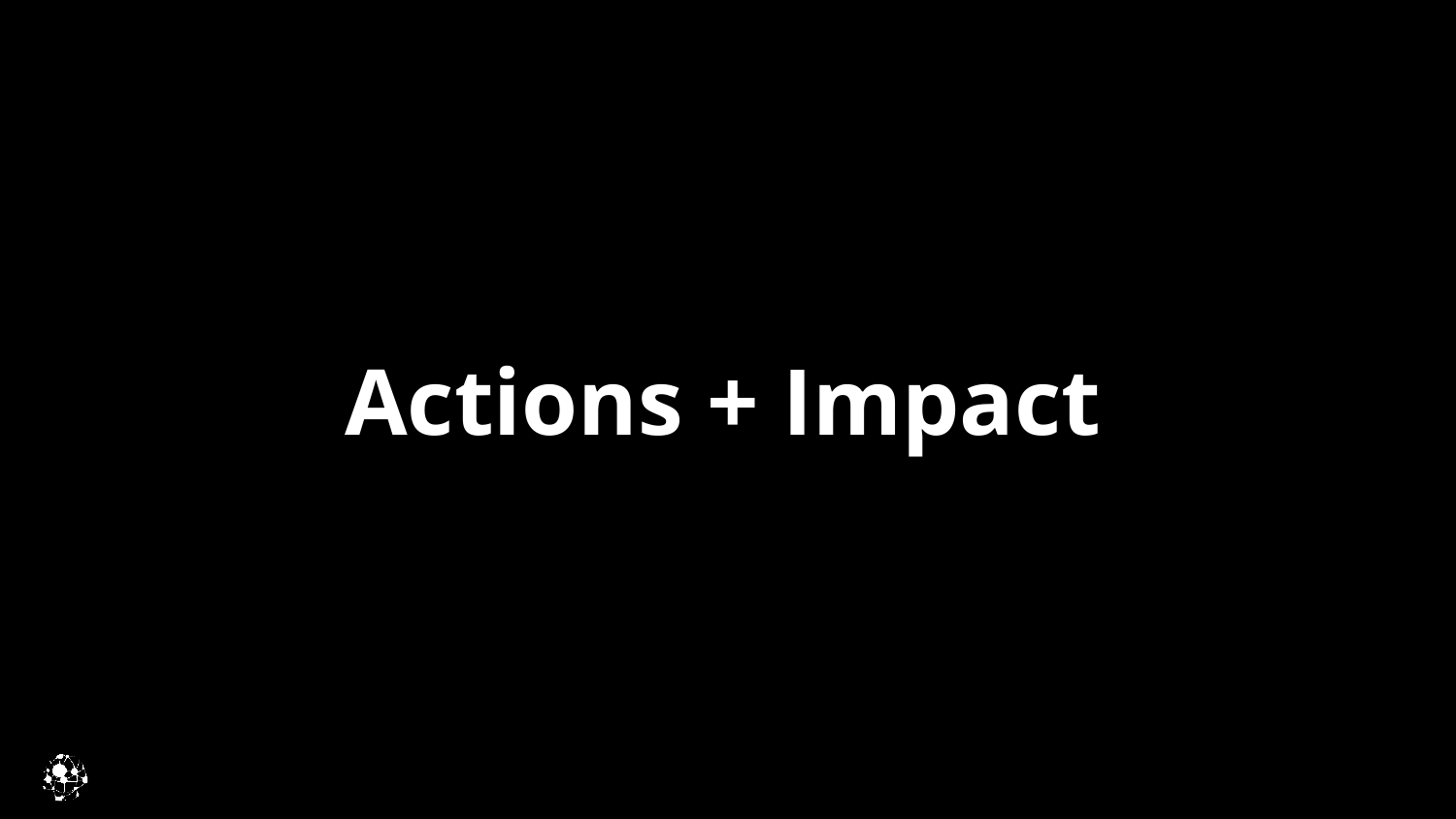# Actions + Impact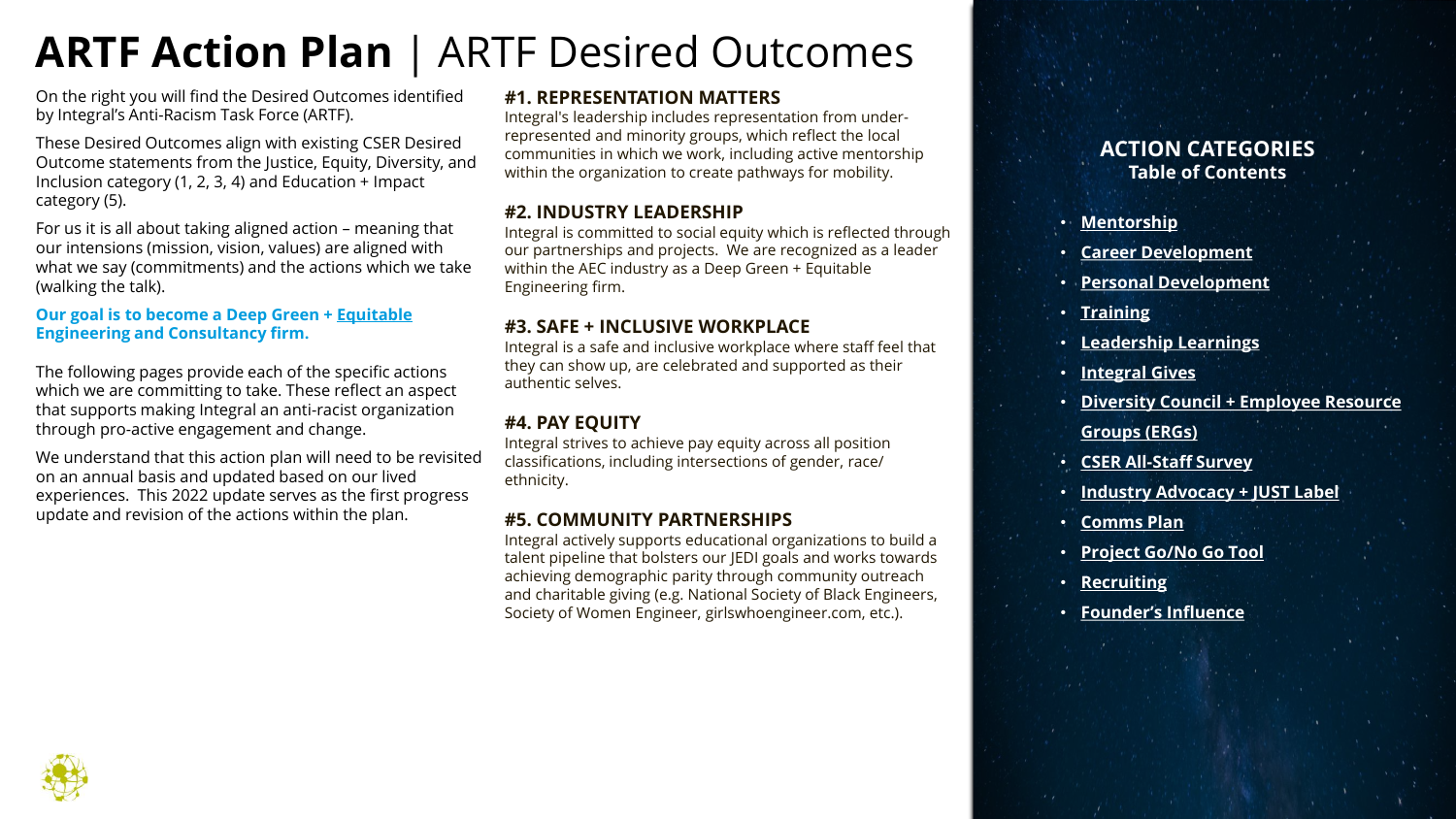# **ARTF Action Plan** | ARTF Desired Outcomes

On the right you will find the Desired Outcomes identified by Integral's Anti-Racism Task Force (ARTF).

These Desired Outcomes align with existing CSER Desired Outcome statements from the Justice, Equity, Diversity, and Inclusion category (1, 2, 3, 4) and Education + Impact category (5).

For us it is all about taking aligned action – meaning that our intensions (mission, vision, values) are aligned with what we say (commitments) and the actions which we take (walking the talk).

**Our goal is to become a Deep Green + Equitable Engineering and Consultancy firm.**

The following pages provide each of the specific actions which we are committing to take. These reflect an aspect that supports making Integral an anti-racist organization through pro-active engagement and change.

We understand that this action plan will need to be revisited on an annual basis and updated based on our lived experiences. This 2022 update serves as the first progress update and revision of the actions within the plan.

### #1. REPRESENTATION MATTERS

Integral's leadership includes representation from under-represented and minority groups, which reflect the local communities in which we work, including active mentorship within the organization to create pathways for mobility.

### #2. INDUSTRY LEADERSHIP

Integral is committed to social equity which is reflected through our partnerships and projects. We are recognized as a leader within the AEC industry as a Deep Green + Equitable Engineering firm.

### #3. SAFE + INCLUSIVE WORKPLACE

Integral is a safe and inclusive workplace where staff feel that they can show up, are celebrated and supported as their authentic selves.

### #4. PAY EQUITY

Integral strives to achieve pay equity across all position classifications, including intersections of gender, race/ethnicity.

### #5. COMMUNITY PARTNERSHIPS

Integral actively supports educational organizations to build a talent pipeline that bolsters our JEDI goals and works towards achieving demographic parity through community outreach and charitable giving (e.g. National Society of Black Engineers, Society of Women Engineer, girlswhoengineer.com, etc.).

## ACTION CATEGORIES
### Table of Contents

- **Mentorship**
- **Career Development**
- **Personal Development**
- **Training**
- **Leadership Learnings**
- **Integral Gives**
- **Diversity Council + Employee Resource Groups (ERGs)**
- **CSER All-Staff Survey**
- **Industry Advocacy + JUST Label**
- **Comms Plan**
- **Project Go/No Go Tool**
- **Recruiting**
- **Founder's Influence**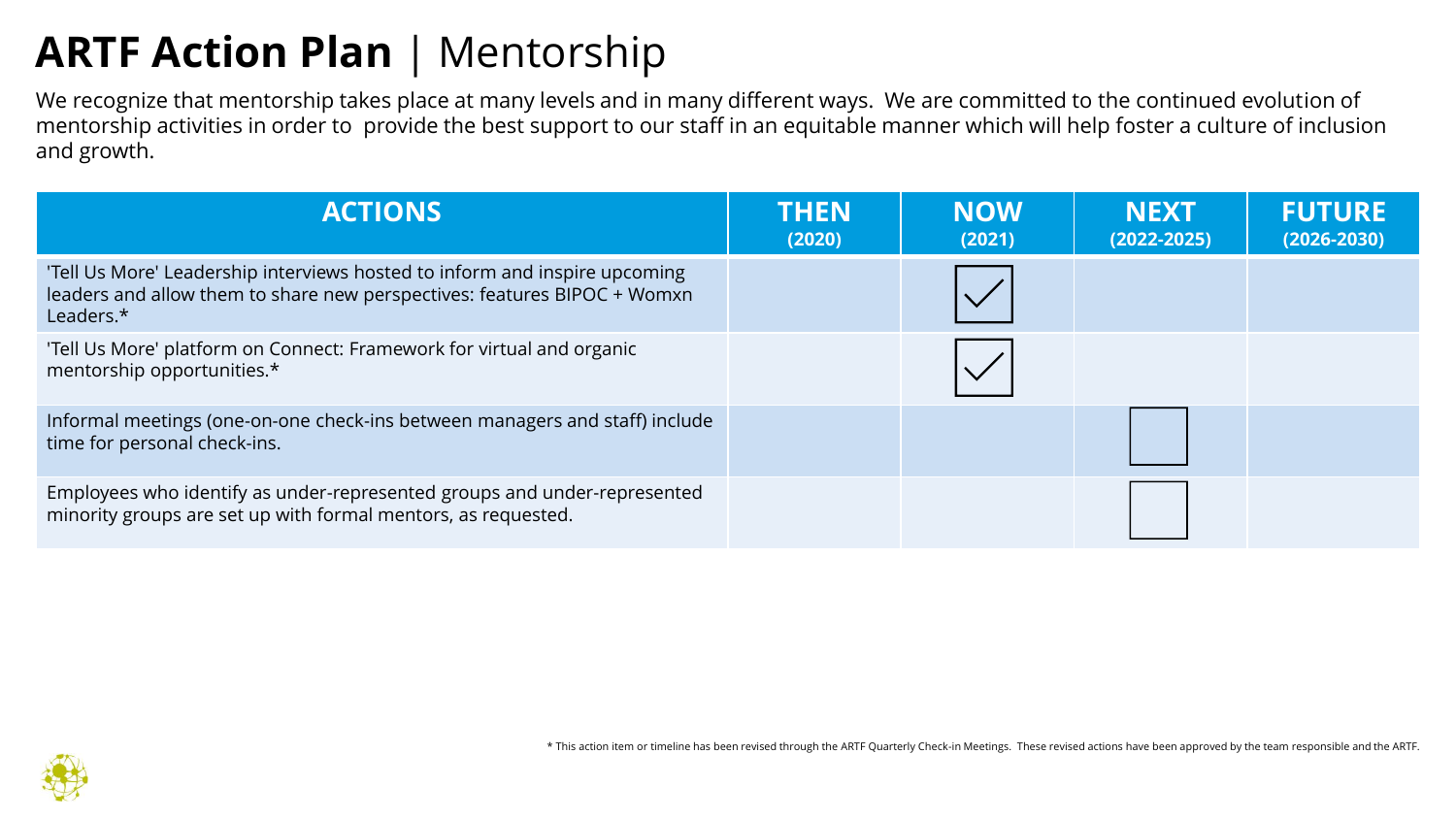# **ARTF Action Plan** | Mentorship

We recognize that mentorship takes place at many levels and in many different ways. We are committed to the continued evolution of mentorship activities in order to provide the best support to our staff in an equitable manner which will help foster a culture of inclusion and growth.

| ACTIONS | THEN (2020) | NOW (2021) | NEXT (2022-2025) | FUTURE (2026-2030) |
|---|---|---|---|---|
| 'Tell Us More' Leadership interviews hosted to inform and inspire upcoming leaders and allow them to share new perspectives: features BIPOC + Womxn Leaders.* | | ☑ | | |
| 'Tell Us More' platform on Connect: Framework for virtual and organic mentorship opportunities.* | | ☑ | | |
| Informal meetings (one-on-one check-ins between managers and staff) include time for personal check-ins. | | | ☐ | |
| Employees who identify as under-represented groups and under-represented minority groups are set up with formal mentors, as requested. | | | ☐ | |

* This action item or timeline has been revised through the ARTF Quarterly Check-in Meetings. These revised actions have been approved by the team responsible and the ARTF.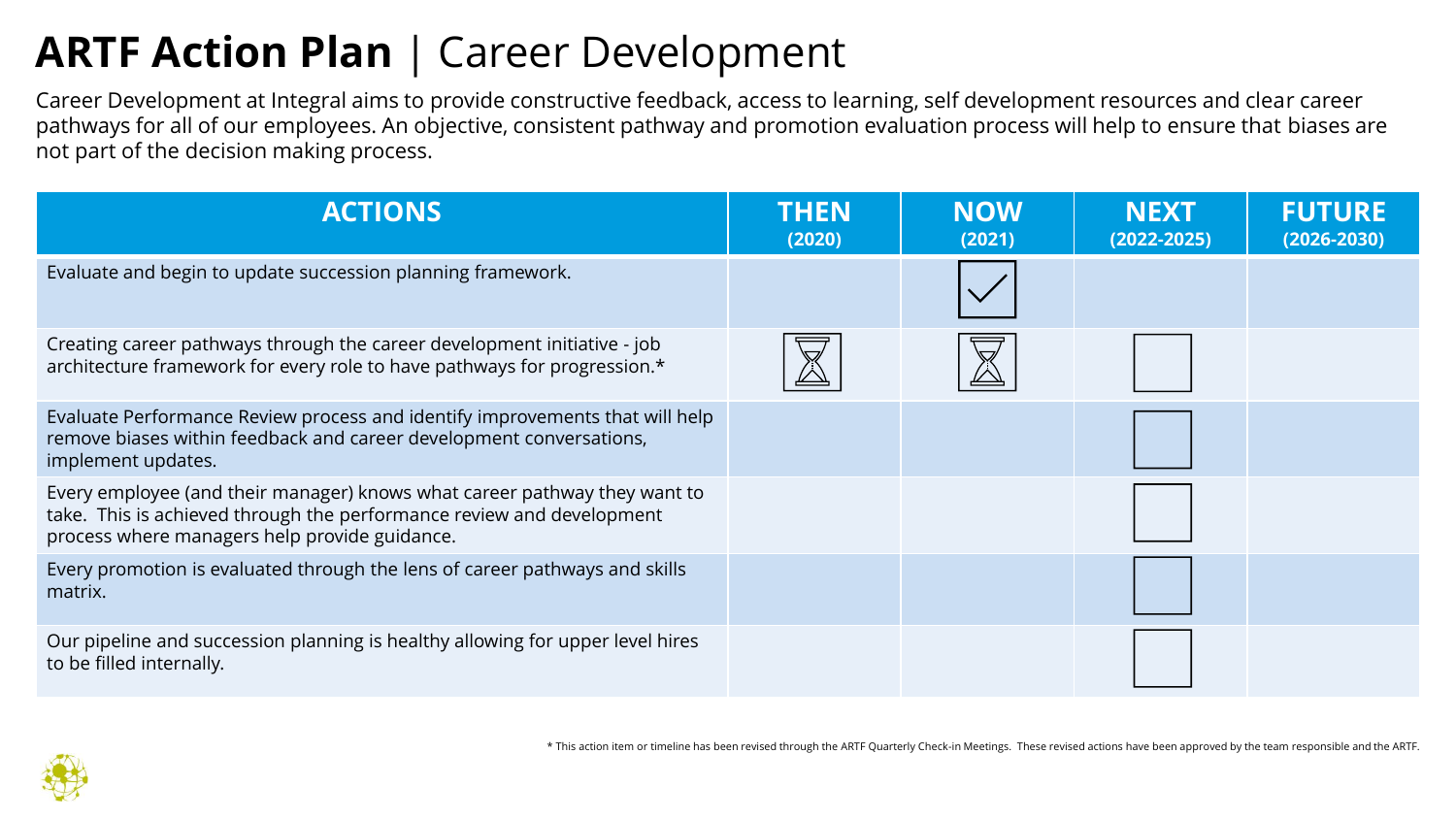# ARTF Action Plan | Career Development

Career Development at Integral aims to provide constructive feedback, access to learning, self development resources and clear career pathways for all of our employees. An objective, consistent pathway and promotion evaluation process will help to ensure that biases are not part of the decision making process.

| ACTIONS | THEN (2020) | NOW (2021) | NEXT (2022-2025) | FUTURE (2026-2030) |
|---|---|---|---|---|
| Evaluate and begin to update succession planning framework. | | ☑ | | |
| Creating career pathways through the career development initiative - job architecture framework for every role to have pathways for progression.* | ⌛ | ⌛ | ☐ | |
| Evaluate Performance Review process and identify improvements that will help remove biases within feedback and career development conversations, implement updates. | | | ☐ | |
| Every employee (and their manager) knows what career pathway they want to take. This is achieved through the performance review and development process where managers help provide guidance. | | | ☐ | |
| Every promotion is evaluated through the lens of career pathways and skills matrix. | | | ☐ | |
| Our pipeline and succession planning is healthy allowing for upper level hires to be filled internally. | | | ☐ | |

\* This action item or timeline has been revised through the ARTF Quarterly Check-in Meetings. These revised actions have been approved by the team responsible and the ARTF.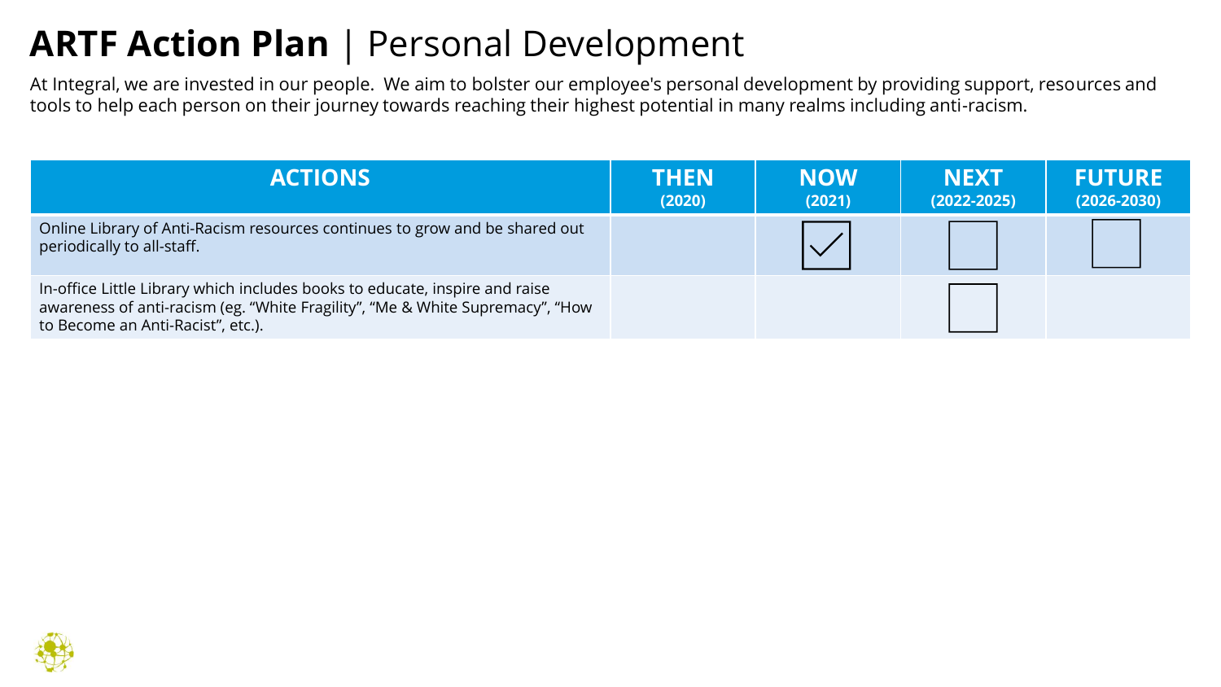# **ARTF Action Plan** | Personal Development

At Integral, we are invested in our people. We aim to bolster our employee's personal development by providing support, resources and tools to help each person on their journey towards reaching their highest potential in many realms including anti-racism.

| ACTIONS | THEN (2020) | NOW (2021) | NEXT (2022-2025) | FUTURE (2026-2030) |
|---|---|---|---|---|
| Online Library of Anti-Racism resources continues to grow and be shared out periodically to all-staff. | | ☑ | ☐ | ☐ |
| In-office Little Library which includes books to educate, inspire and raise awareness of anti-racism (eg. "White Fragility", "Me & White Supremacy", "How to Become an Anti-Racist", etc.). | | | ☐ | |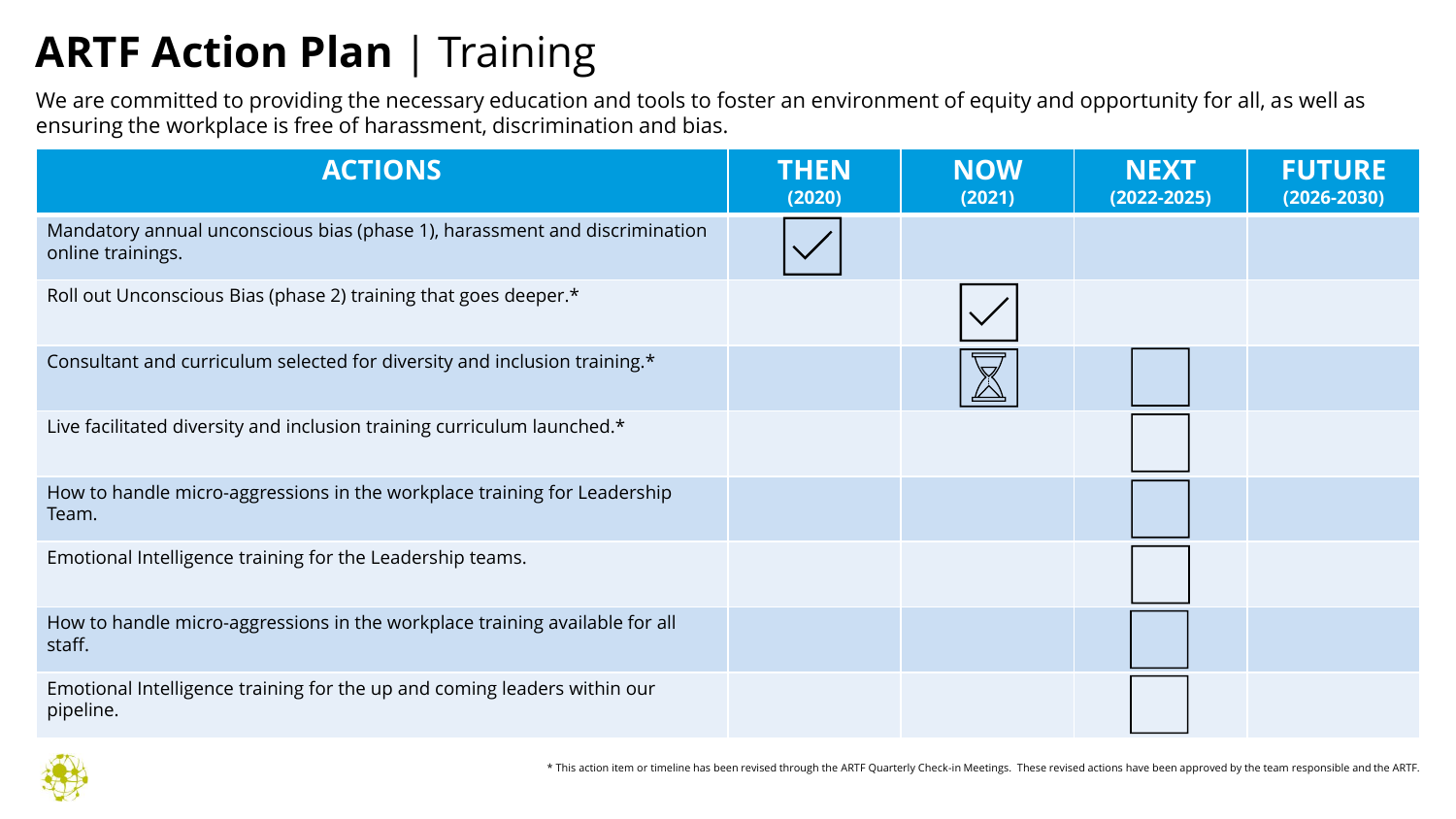# ARTF Action Plan | Training

We are committed to providing the necessary education and tools to foster an environment of equity and opportunity for all, as well as ensuring the workplace is free of harassment, discrimination and bias.

| ACTIONS | THEN (2020) | NOW (2021) | NEXT (2022-2025) | FUTURE (2026-2030) |
|---|---|---|---|---|
| Mandatory annual unconscious bias (phase 1), harassment and discrimination online trainings. | ☑ | | | |
| Roll out Unconscious Bias (phase 2) training that goes deeper.* | | ☑ | | |
| Consultant and curriculum selected for diversity and inclusion training.* | | ⌛ | ☐ | |
| Live facilitated diversity and inclusion training curriculum launched.* | | | ☐ | |
| How to handle micro-aggressions in the workplace training for Leadership Team. | | | ☐ | |
| Emotional Intelligence training for the Leadership teams. | | | ☐ | |
| How to handle micro-aggressions in the workplace training available for all staff. | | | ☐ | |
| Emotional Intelligence training for the up and coming leaders within our pipeline. | | | ☐ | |

* This action item or timeline has been revised through the ARTF Quarterly Check-in Meetings. These revised actions have been approved by the team responsible and the ARTF.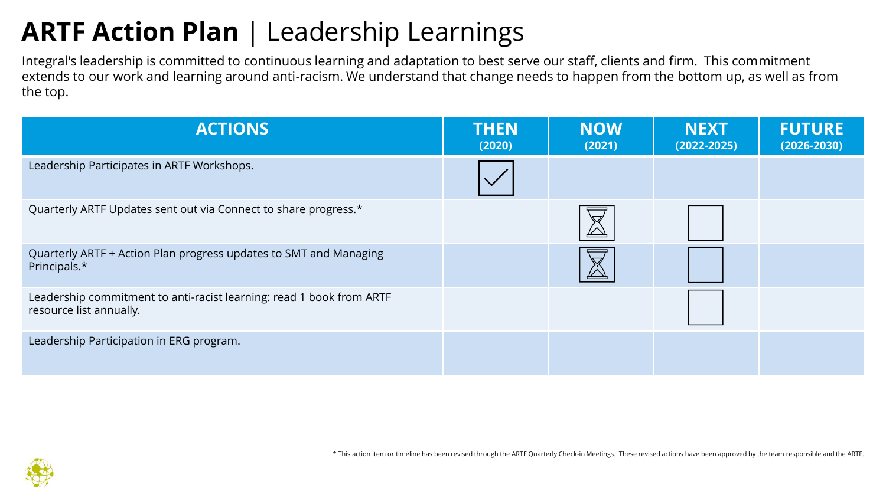# **ARTF Action Plan** | Leadership Learnings

Integral's leadership is committed to continuous learning and adaptation to best serve our staff, clients and firm. This commitment extends to our work and learning around anti-racism. We understand that change needs to happen from the bottom up, as well as from the top.

| ACTIONS | THEN (2020) | NOW (2021) | NEXT (2022-2025) | FUTURE (2026-2030) |
|---|---|---|---|---|
| Leadership Participates in ARTF Workshops. | ☑ | | | |
| Quarterly ARTF Updates sent out via Connect to share progress.* | | ⧗ | ☐ | |
| Quarterly ARTF + Action Plan progress updates to SMT and Managing Principals.* | | ⧗ | ☐ | |
| Leadership commitment to anti-racist learning: read 1 book from ARTF resource list annually. | | | ☐ | |
| Leadership Participation in ERG program. | | | | |

* This action item or timeline has been revised through the ARTF Quarterly Check-in Meetings. These revised actions have been approved by the team responsible and the ARTF.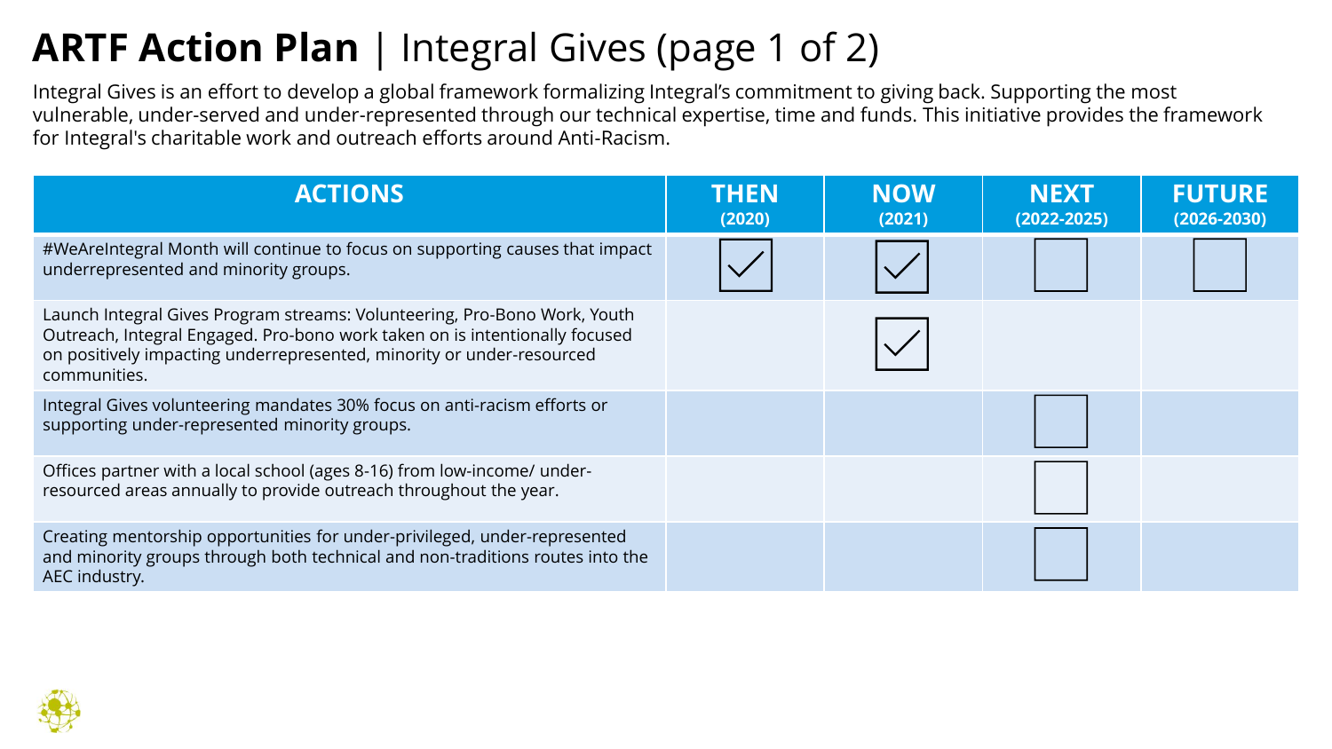# **ARTF Action Plan** | Integral Gives (page 1 of 2)

Integral Gives is an effort to develop a global framework formalizing Integral's commitment to giving back. Supporting the most vulnerable, under-served and under-represented through our technical expertise, time and funds. This initiative provides the framework for Integral's charitable work and outreach efforts around Anti-Racism.

| ACTIONS | THEN (2020) | NOW (2021) | NEXT (2022-2025) | FUTURE (2026-2030) |
| --- | --- | --- | --- | --- |
| #WeAreIntegral Month will continue to focus on supporting causes that impact underrepresented and minority groups. | ☑ | ☑ | ☐ | ☐ |
| Launch Integral Gives Program streams: Volunteering, Pro-Bono Work, Youth Outreach, Integral Engaged. Pro-bono work taken on is intentionally focused on positively impacting underrepresented, minority or under-resourced communities. | | ☑ | | |
| Integral Gives volunteering mandates 30% focus on anti-racism efforts or supporting under-represented minority groups. | | | ☐ | |
| Offices partner with a local school (ages 8-16) from low-income/ under-resourced areas annually to provide outreach throughout the year. | | | ☐ | |
| Creating mentorship opportunities for under-privileged, under-represented and minority groups through both technical and non-traditions routes into the AEC industry. | | | ☐ | |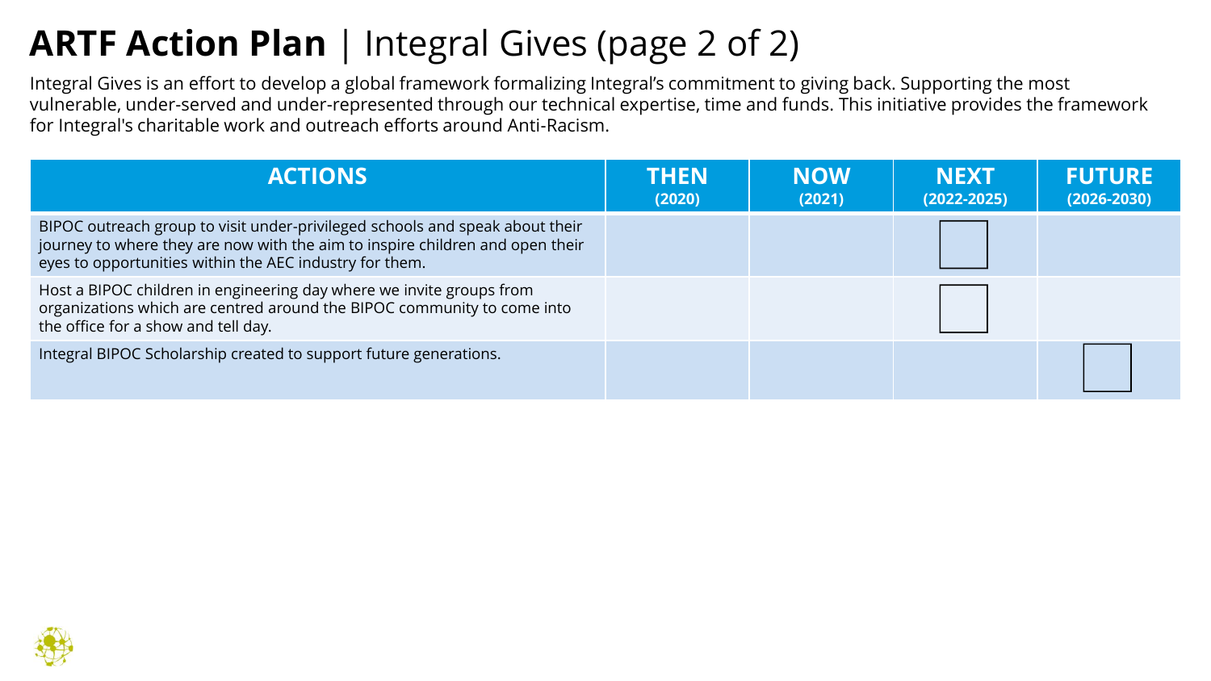# **ARTF Action Plan** | Integral Gives (page 2 of 2)

Integral Gives is an effort to develop a global framework formalizing Integral's commitment to giving back. Supporting the most vulnerable, under-served and under-represented through our technical expertise, time and funds. This initiative provides the framework for Integral's charitable work and outreach efforts around Anti-Racism.

| ACTIONS | THEN (2020) | NOW (2021) | NEXT (2022-2025) | FUTURE (2026-2030) |
|---|---|---|---|---|
| BIPOC outreach group to visit under-privileged schools and speak about their journey to where they are now with the aim to inspire children and open their eyes to opportunities within the AEC industry for them. | | | ☐ | |
| Host a BIPOC children in engineering day where we invite groups from organizations which are centred around the BIPOC community to come into the office for a show and tell day. | | | ☐ | |
| Integral BIPOC Scholarship created to support future generations. | | | | ☐ |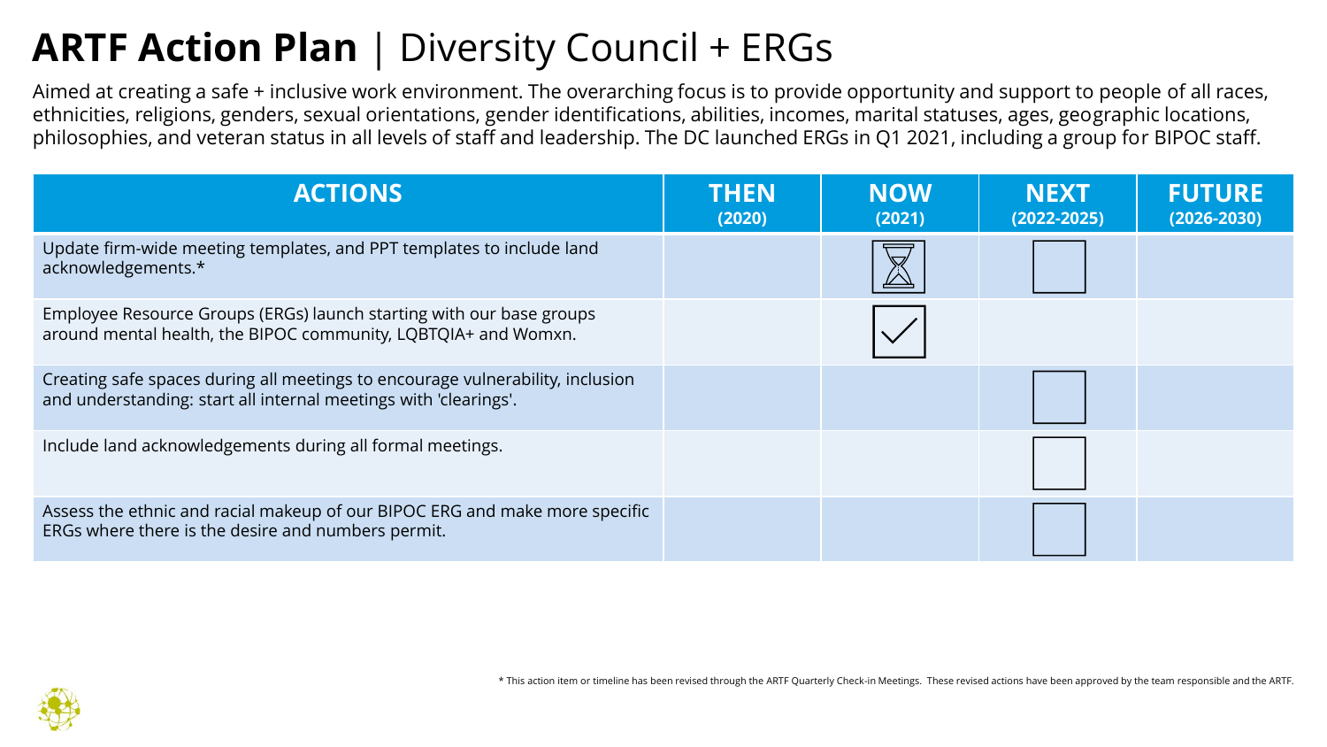# ARTF Action Plan | Diversity Council + ERGs

Aimed at creating a safe + inclusive work environment. The overarching focus is to provide opportunity and support to people of all races, ethnicities, religions, genders, sexual orientations, gender identifications, abilities, incomes, marital statuses, ages, geographic locations, philosophies, and veteran status in all levels of staff and leadership. The DC launched ERGs in Q1 2021, including a group for BIPOC staff.

| ACTIONS | THEN (2020) | NOW (2021) | NEXT (2022-2025) | FUTURE (2026-2030) |
|---|---|---|---|---|
| Update firm-wide meeting templates, and PPT templates to include land acknowledgements.* | | ⏳ | ☐ | |
| Employee Resource Groups (ERGs) launch starting with our base groups around mental health, the BIPOC community, LQBTQIA+ and Womxn. | | ☑ | | |
| Creating safe spaces during all meetings to encourage vulnerability, inclusion and understanding: start all internal meetings with 'clearings'. | | | ☐ | |
| Include land acknowledgements during all formal meetings. | | | ☐ | |
| Assess the ethnic and racial makeup of our BIPOC ERG and make more specific ERGs where there is the desire and numbers permit. | | | ☐ | |

* This action item or timeline has been revised through the ARTF Quarterly Check-in Meetings. These revised actions have been approved by the team responsible and the ARTF.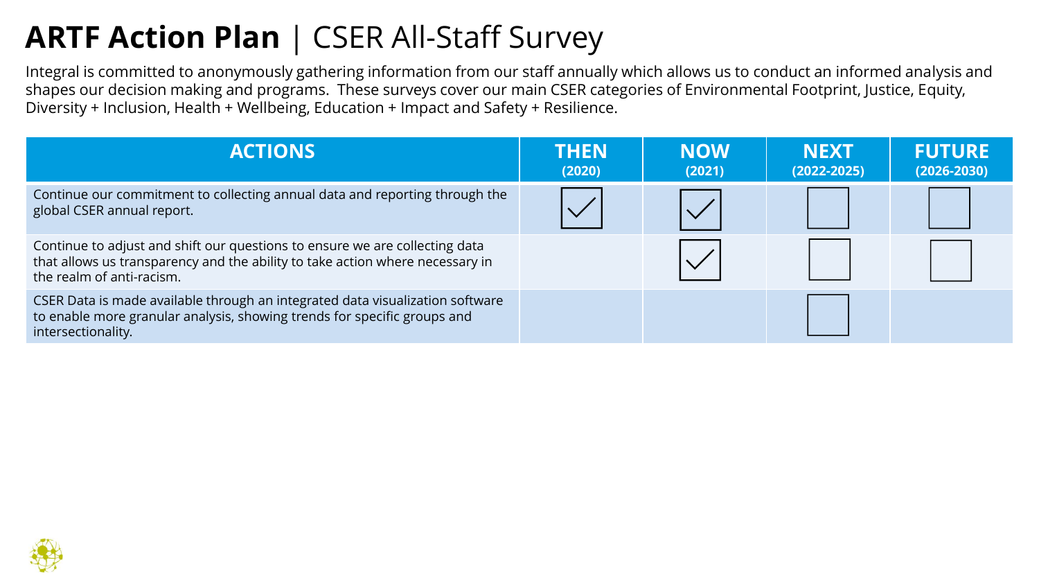# **ARTF Action Plan** | CSER All-Staff Survey

Integral is committed to anonymously gathering information from our staff annually which allows us to conduct an informed analysis and shapes our decision making and programs. These surveys cover our main CSER categories of Environmental Footprint, Justice, Equity, Diversity + Inclusion, Health + Wellbeing, Education + Impact and Safety + Resilience.

| ACTIONS | THEN (2020) | NOW (2021) | NEXT (2022-2025) | FUTURE (2026-2030) |
|---|---|---|---|---|
| Continue our commitment to collecting annual data and reporting through the global CSER annual report. | ☑ | ☑ | ☐ | ☐ |
| Continue to adjust and shift our questions to ensure we are collecting data that allows us transparency and the ability to take action where necessary in the realm of anti-racism. | | ☑ | ☐ | ☐ |
| CSER Data is made available through an integrated data visualization software to enable more granular analysis, showing trends for specific groups and intersectionality. | | | ☐ | |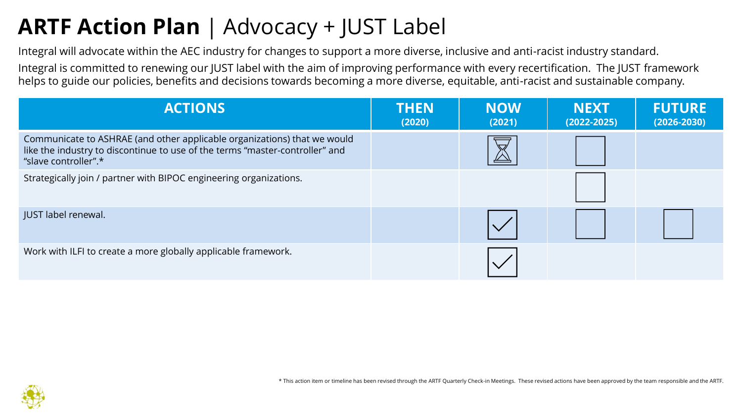# **ARTF Action Plan** | Advocacy + JUST Label

Integral will advocate within the AEC industry for changes to support a more diverse, inclusive and anti-racist industry standard.

Integral is committed to renewing our JUST label with the aim of improving performance with every recertification. The JUST framework helps to guide our policies, benefits and decisions towards becoming a more diverse, equitable, anti-racist and sustainable company.

| ACTIONS | THEN (2020) | NOW (2021) | NEXT (2022-2025) | FUTURE (2026-2030) |
|---|---|---|---|---|
| Communicate to ASHRAE (and other applicable organizations) that we would like the industry to discontinue to use of the terms "master-controller" and "slave controller".* | | ⌛ | ☐ | |
| Strategically join / partner with BIPOC engineering organizations. | | | ☐ | |
| JUST label renewal. | | ☑ | ☐ | ☐ |
| Work with ILFI to create a more globally applicable framework. | | ☑ | | |

\* This action item or timeline has been revised through the ARTF Quarterly Check-in Meetings. These revised actions have been approved by the team responsible and the ARTF.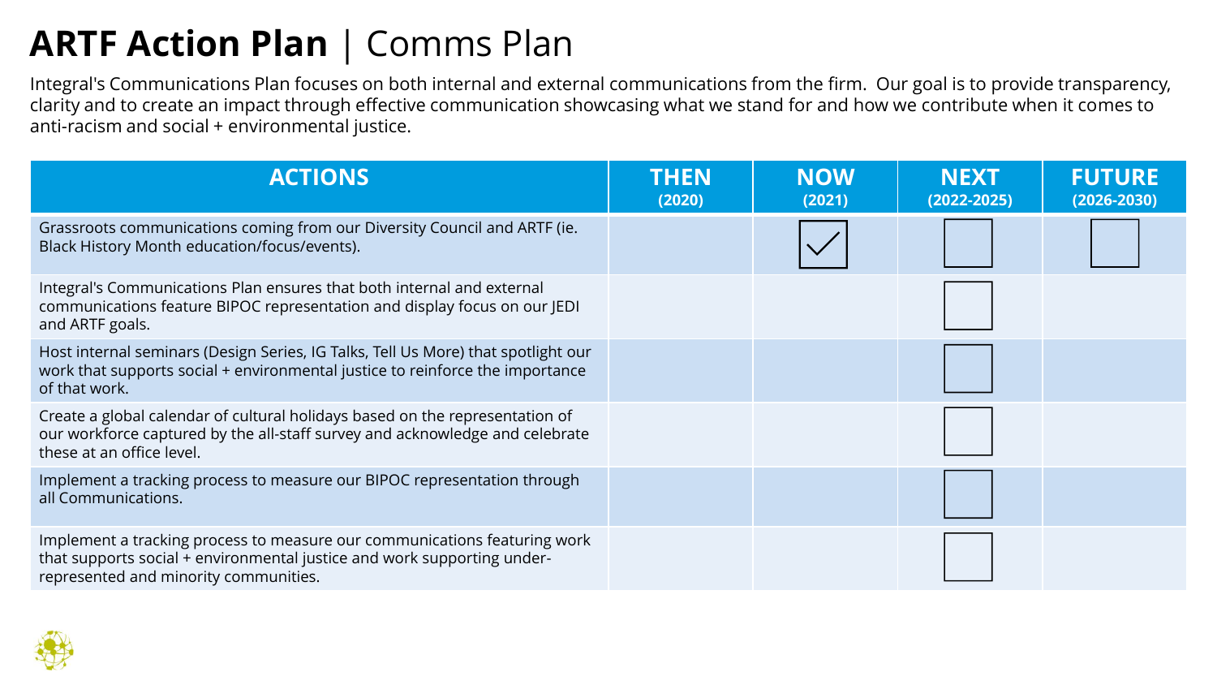# **ARTF Action Plan** | Comms Plan

Integral's Communications Plan focuses on both internal and external communications from the firm. Our goal is to provide transparency, clarity and to create an impact through effective communication showcasing what we stand for and how we contribute when it comes to anti-racism and social + environmental justice.

| ACTIONS | THEN (2020) | NOW (2021) | NEXT (2022-2025) | FUTURE (2026-2030) |
|---|---|---|---|---|
| Grassroots communications coming from our Diversity Council and ARTF (ie. Black History Month education/focus/events). | | ☑ | ☐ | ☐ |
| Integral's Communications Plan ensures that both internal and external communications feature BIPOC representation and display focus on our JEDI and ARTF goals. | | | ☐ | |
| Host internal seminars (Design Series, IG Talks, Tell Us More) that spotlight our work that supports social + environmental justice to reinforce the importance of that work. | | | ☐ | |
| Create a global calendar of cultural holidays based on the representation of our workforce captured by the all-staff survey and acknowledge and celebrate these at an office level. | | | ☐ | |
| Implement a tracking process to measure our BIPOC representation through all Communications. | | | ☐ | |
| Implement a tracking process to measure our communications featuring work that supports social + environmental justice and work supporting under-represented and minority communities. | | | ☐ | |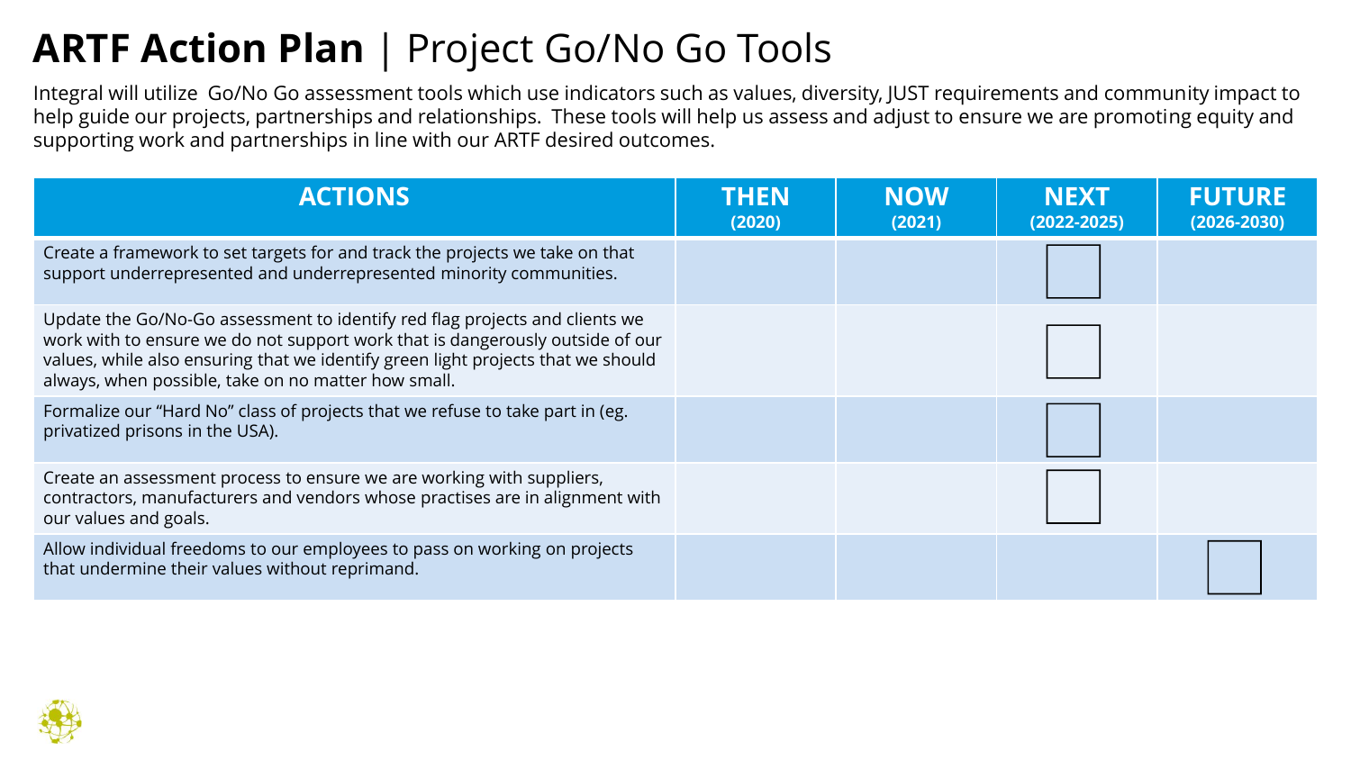# **ARTF Action Plan** | Project Go/No Go Tools

Integral will utilize Go/No Go assessment tools which use indicators such as values, diversity, JUST requirements and community impact to help guide our projects, partnerships and relationships. These tools will help us assess and adjust to ensure we are promoting equity and supporting work and partnerships in line with our ARTF desired outcomes.

| ACTIONS | THEN (2020) | NOW (2021) | NEXT (2022-2025) | FUTURE (2026-2030) |
|---|---|---|---|---|
| Create a framework to set targets for and track the projects we take on that support underrepresented and underrepresented minority communities. | | | ☐ | |
| Update the Go/No-Go assessment to identify red flag projects and clients we work with to ensure we do not support work that is dangerously outside of our values, while also ensuring that we identify green light projects that we should always, when possible, take on no matter how small. | | | ☐ | |
| Formalize our “Hard No” class of projects that we refuse to take part in (eg. privatized prisons in the USA). | | | ☐ | |
| Create an assessment process to ensure we are working with suppliers, contractors, manufacturers and vendors whose practises are in alignment with our values and goals. | | | ☐ | |
| Allow individual freedoms to our employees to pass on working on projects that undermine their values without reprimand. | | | | ☐ |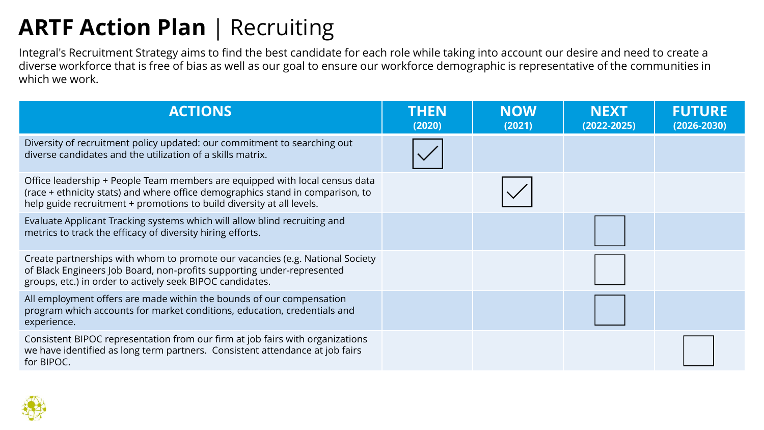# **ARTF Action Plan** | Recruiting

Integral's Recruitment Strategy aims to find the best candidate for each role while taking into account our desire and need to create a diverse workforce that is free of bias as well as our goal to ensure our workforce demographic is representative of the communities in which we work.

| ACTIONS | THEN (2020) | NOW (2021) | NEXT (2022-2025) | FUTURE (2026-2030) |
|---|---|---|---|---|
| Diversity of recruitment policy updated: our commitment to searching out diverse candidates and the utilization of a skills matrix. | ☑ | | | |
| Office leadership + People Team members are equipped with local census data (race + ethnicity stats) and where office demographics stand in comparison, to help guide recruitment + promotions to build diversity at all levels. | | ☑ | | |
| Evaluate Applicant Tracking systems which will allow blind recruiting and metrics to track the efficacy of diversity hiring efforts. | | | ☐ | |
| Create partnerships with whom to promote our vacancies (e.g. National Society of Black Engineers Job Board, non-profits supporting under-represented groups, etc.) in order to actively seek BIPOC candidates. | | | ☐ | |
| All employment offers are made within the bounds of our compensation program which accounts for market conditions, education, credentials and experience. | | | ☐ | |
| Consistent BIPOC representation from our firm at job fairs with organizations we have identified as long term partners. Consistent attendance at job fairs for BIPOC. | | | | ☐ |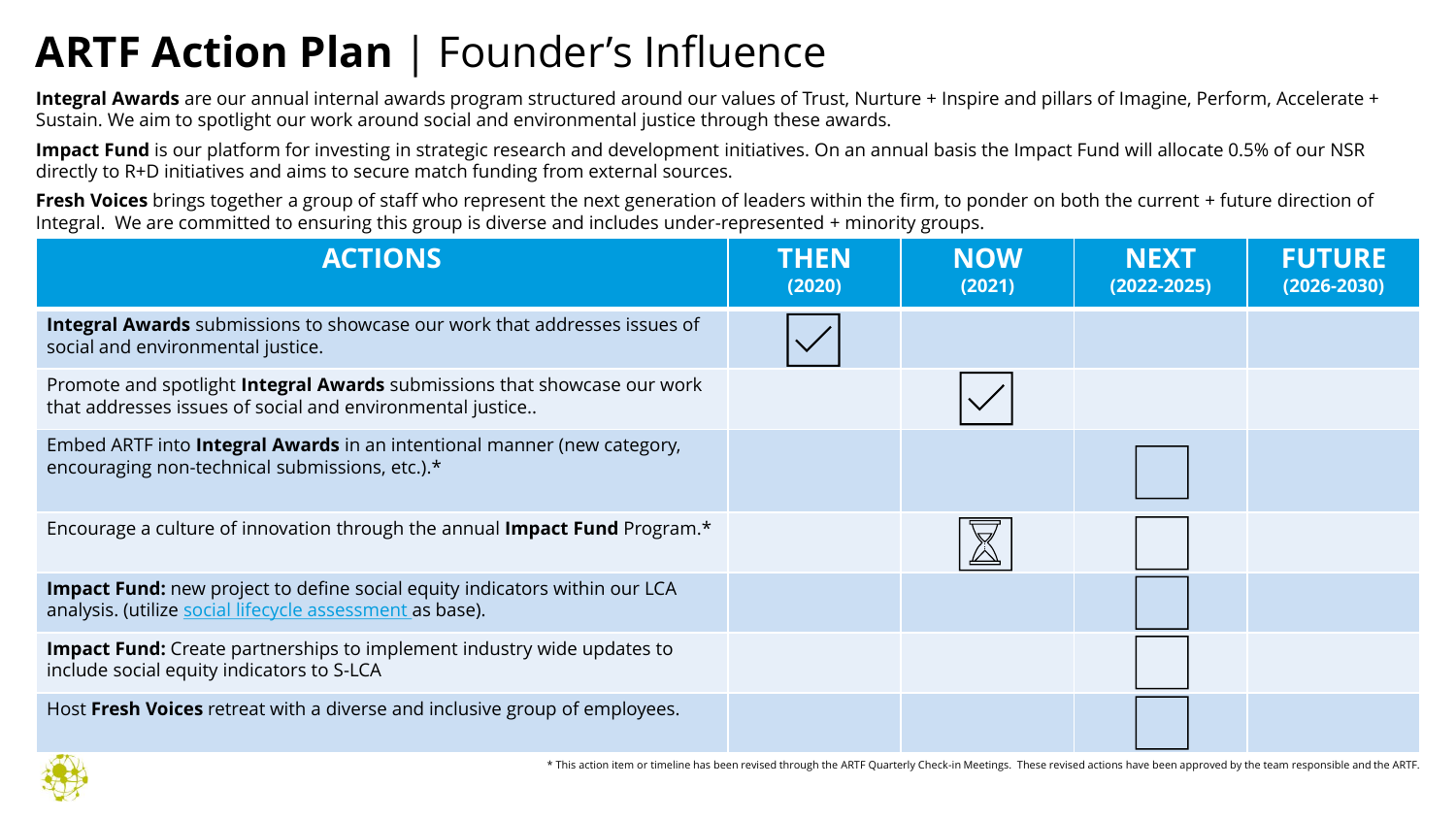# ARTF Action Plan | Founder's Influence

**Integral Awards** are our annual internal awards program structured around our values of Trust, Nurture + Inspire and pillars of Imagine, Perform, Accelerate + Sustain. We aim to spotlight our work around social and environmental justice through these awards.

**Impact Fund** is our platform for investing in strategic research and development initiatives. On an annual basis the Impact Fund will allocate 0.5% of our NSR directly to R+D initiatives and aims to secure match funding from external sources.

**Fresh Voices** brings together a group of staff who represent the next generation of leaders within the firm, to ponder on both the current + future direction of Integral. We are committed to ensuring this group is diverse and includes under-represented + minority groups.

| ACTIONS | THEN (2020) | NOW (2021) | NEXT (2022-2025) | FUTURE (2026-2030) |
|---|---|---|---|---|
| **Integral Awards** submissions to showcase our work that addresses issues of social and environmental justice. | ☑ | | | |
| Promote and spotlight **Integral Awards** submissions that showcase our work that addresses issues of social and environmental justice.. | | ☑ | | |
| Embed ARTF into **Integral Awards** in an intentional manner (new category, encouraging non-technical submissions, etc.).* | | | ☐ | |
| Encourage a culture of innovation through the annual **Impact Fund** Program.* | | ⌛ | ☐ | |
| **Impact Fund:** new project to define social equity indicators within our LCA analysis. (utilize social lifecycle assessment as base). | | | ☐ | |
| **Impact Fund:** Create partnerships to implement industry wide updates to include social equity indicators to S-LCA | | | ☐ | |
| Host **Fresh Voices** retreat with a diverse and inclusive group of employees. | | | ☐ | |

* This action item or timeline has been revised through the ARTF Quarterly Check-in Meetings. These revised actions have been approved by the team responsible and the ARTF.